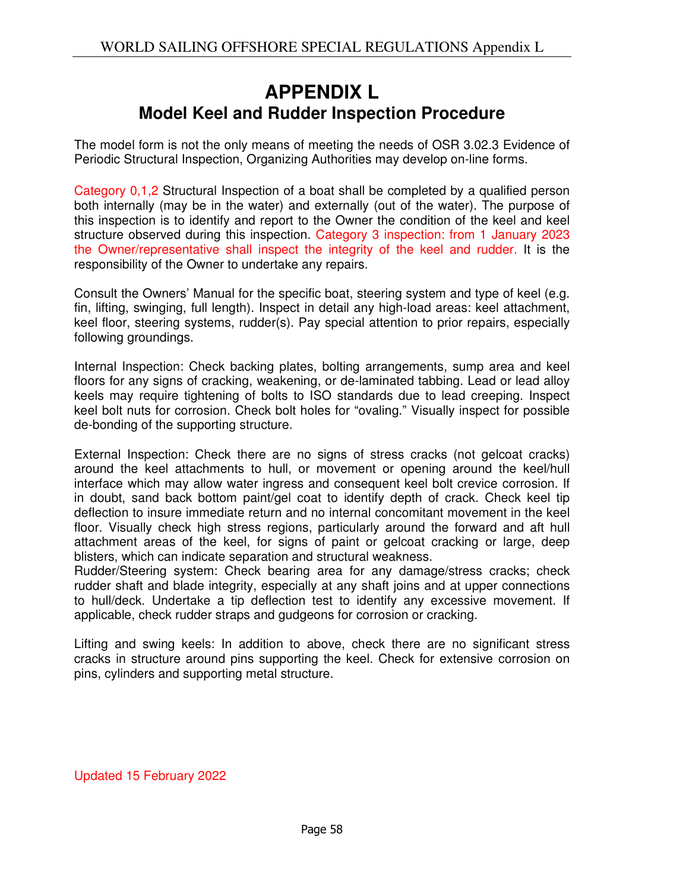# APPENDIX L

## Model Keel and Rudder Inspection Procedure

The model form is not the only means of meeting the needs of OSR 3.02.3 Evidence of Periodic Structural Inspection, Organizing Authorities may develop on-line forms.

Category 0,1,2 Structural Inspection of a boat shall be completed by a qualified person both internally (may be in the water) and externally (out of the water). The purpose of this inspection is to identify and report to the Owner the condition of the keel and keel structure observed during this inspection. Category 3 inspection: from 1 January 2023 the Owner/representative shall inspect the integrity of the keel and rudder. It is the responsibility of the Owner to undertake any repairs.

Consult the Owners' Manual for the specific boat, steering system and type of keel (e.g. fin, lifting, swinging, full length). Inspect in detail any high-load areas: keel attachment, keel floor, steering systems, rudder(s). Pay special attention to prior repairs, especially following groundings.

Internal Inspection: Check backing plates, bolting arrangements, sump area and keel floors for any signs of cracking, weakening, or de-laminated tabbing. Lead or lead alloy keels may require tightening of bolts to ISO standards due to lead creeping. Inspect keel bolt nuts for corrosion. Check bolt holes for "ovaling." Visually inspect for possible de-bonding of the supporting structure.

External Inspection: Check there are no signs of stress cracks (not gelcoat cracks) around the keel attachments to hull, or movement or opening around the keel/hull interface which may allow water ingress and consequent keel bolt crevice corrosion. If in doubt, sand back bottom paint/gel coat to identify depth of crack. Check keel tip deflection to insure immediate return and no internal concomitant movement in the keel floor. Visually check high stress regions, particularly around the forward and aft hull attachment areas of the keel, for signs of paint or gelcoat cracking or large, deep blisters, which can indicate separation and structural weakness.

Rudder/Steering system: Check bearing area for any damage/stress cracks; check rudder shaft and blade integrity, especially at any shaft joins and at upper connections to hull/deck. Undertake a tip deflection test to identify any excessive movement. If applicable, check rudder straps and gudgeons for corrosion or cracking.

Lifting and swing keels: In addition to above, check there are no significant stress cracks in structure around pins supporting the keel. Check for extensive corrosion on pins, cylinders and supporting metal structure.

Updated 15 February 2022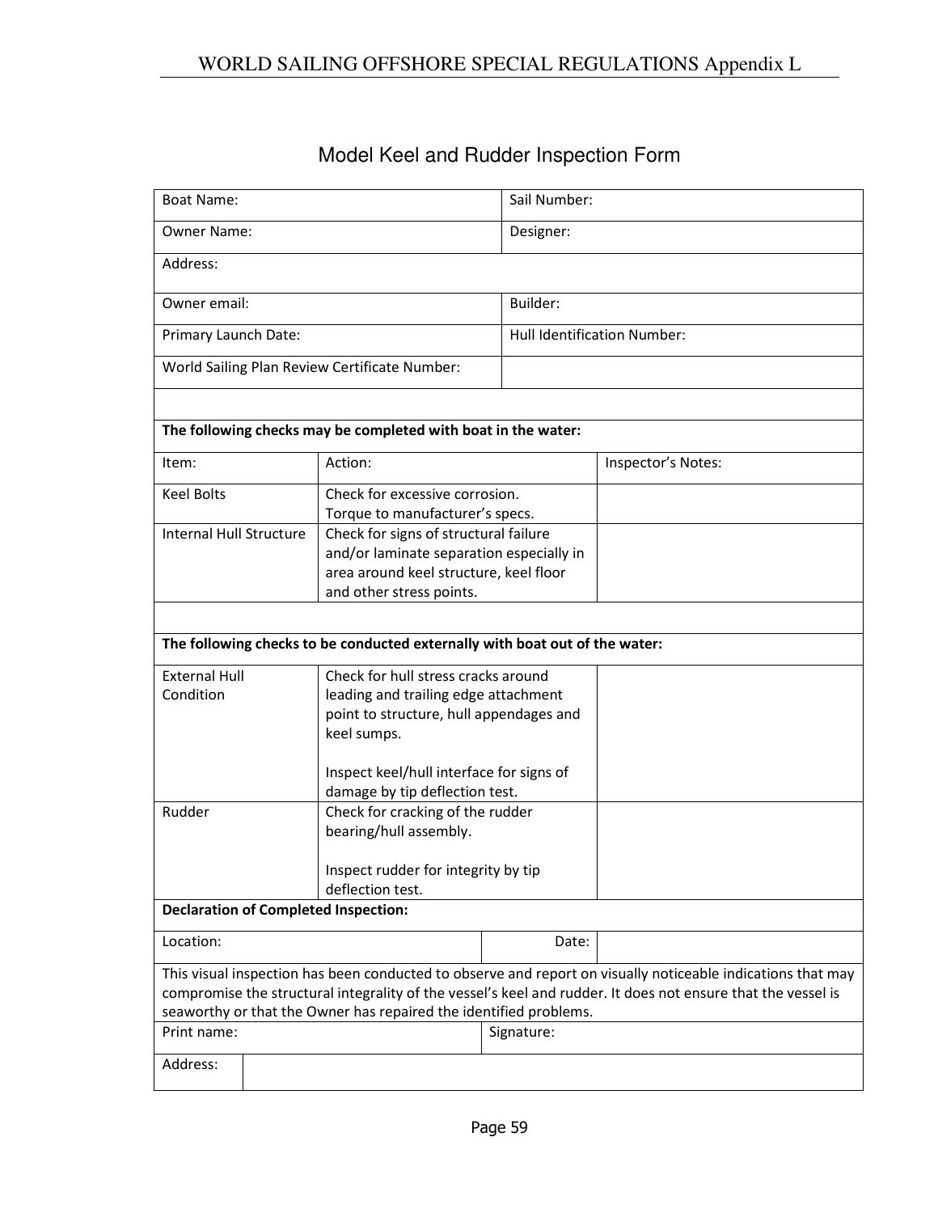# Model Keel and Rudder Inspection Form

| | |
|---|---|
| Boat Name: | Sail Number: |
| Owner Name: | Designer: |
| Address: | |
| Owner email: | Builder: |
| Primary Launch Date: | Hull Identification Number: |
| World Sailing Plan Review Certificate Number: | |

**The following checks may be completed with boat in the water:**

| Item: | Action: | Inspector's Notes: |
|---|---|---|
| Keel Bolts | Check for excessive corrosion.<br>Torque to manufacturer's specs. | |
| Internal Hull Structure | Check for signs of structural failure and/or laminate separation especially in area around keel structure, keel floor and other stress points. | |

**The following checks to be conducted externally with boat out of the water:**

| Item: | Action: | Inspector's Notes: |
|---|---|---|
| External Hull Condition | Check for hull stress cracks around leading and trailing edge attachment point to structure, hull appendages and keel sumps.<br><br>Inspect keel/hull interface for signs of damage by tip deflection test. | |
| Rudder | Check for cracking of the rudder bearing/hull assembly.<br><br>Inspect rudder for integrity by tip deflection test. | |

**Declaration of Completed Inspection:**

| | | | |
|---|---|---|---|
| Location: | | Date: | |

This visual inspection has been conducted to observe and report on visually noticeable indications that may compromise the structural integrality of the vessel's keel and rudder. It does not ensure that the vessel is seaworthy or that the Owner has repaired the identified problems.

| | |
|---|---|
| Print name: | Signature: |
| Address: | |